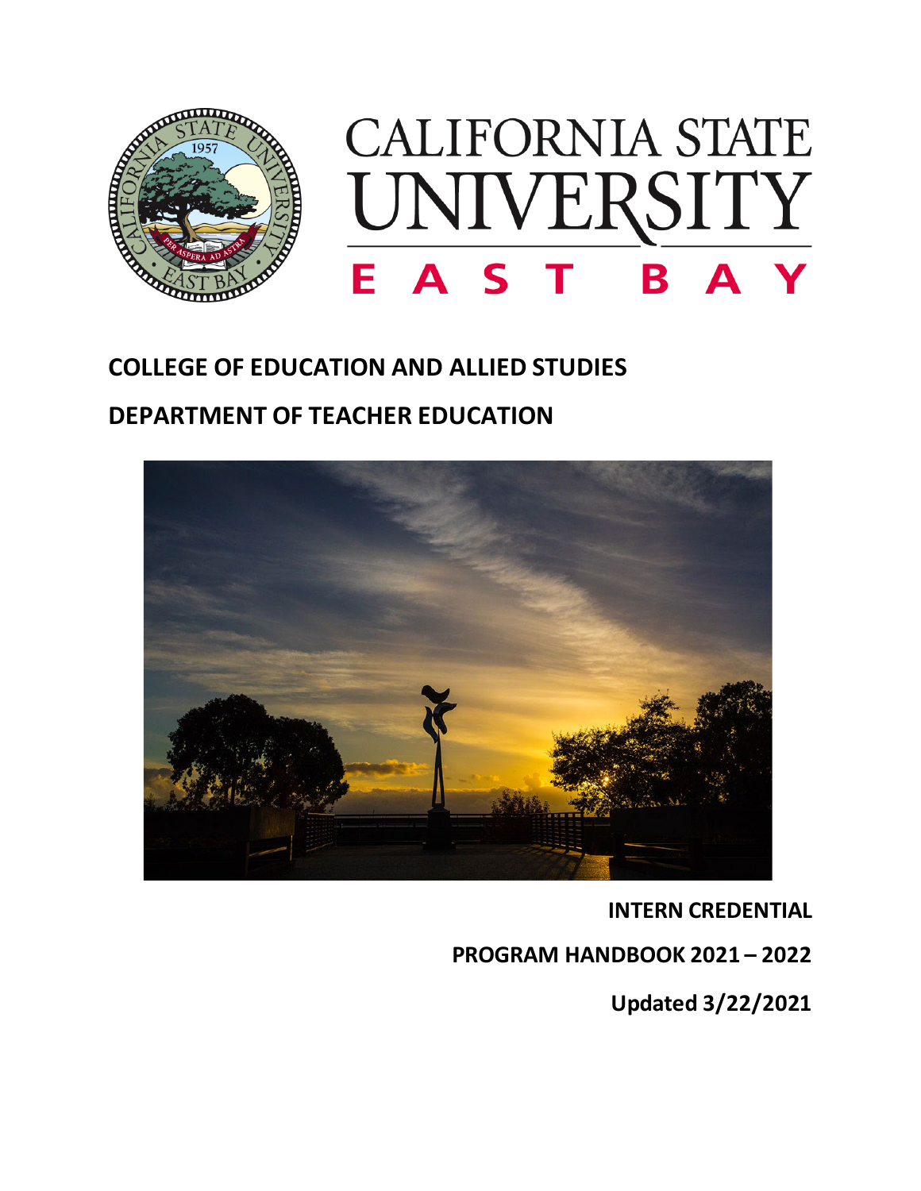CALIFORNIA STATE UNIVERSITY

EAST BAY

## COLLEGE OF EDUCATION AND ALLIED STUDIES

## DEPARTMENT OF TEACHER EDUCATION

**INTERN CREDENTIAL**

**PROGRAM HANDBOOK 2021 – 2022**

**Updated 3/22/2021**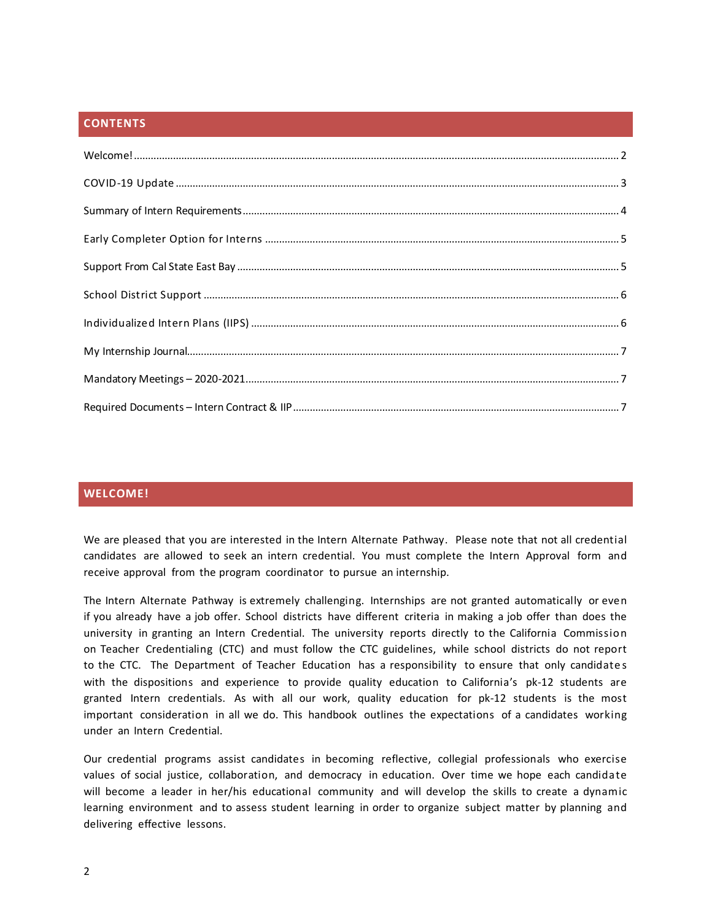## CONTENTS

Welcome! ........................................................................................................................................................ 2

COVID-19 Update .......................................................................................................................................... 3

Summary of Intern Requirements .................................................................................................................. 4

Early Completer Option for Interns ................................................................................................................ 5

Support From Cal State East Bay .................................................................................................................... 5

School District Support ................................................................................................................................. 6

Individualized Intern Plans (IIPS) ................................................................................................................... 6

My Internship Journal..................................................................................................................................... 7

Mandatory Meetings – 2020-2021.................................................................................................................. 7

Required Documents – Intern Contract & IIP ................................................................................................. 7

## WELCOME!

We are pleased that you are interested in the Intern Alternate Pathway. Please note that not all credential candidates are allowed to seek an intern credential. You must complete the Intern Approval form and receive approval from the program coordinator to pursue an internship.

The Intern Alternate Pathway is extremely challenging. Internships are not granted automatically or even if you already have a job offer. School districts have different criteria in making a job offer than does the university in granting an Intern Credential. The university reports directly to the California Commission on Teacher Credentialing (CTC) and must follow the CTC guidelines, while school districts do not report to the CTC. The Department of Teacher Education has a responsibility to ensure that only candidates with the dispositions and experience to provide quality education to California's pk-12 students are granted Intern credentials. As with all our work, quality education for pk-12 students is the most important consideration in all we do. This handbook outlines the expectations of a candidates working under an Intern Credential.

Our credential programs assist candidates in becoming reflective, collegial professionals who exercise values of social justice, collaboration, and democracy in education. Over time we hope each candidate will become a leader in her/his educational community and will develop the skills to create a dynamic learning environment and to assess student learning in order to organize subject matter by planning and delivering effective lessons.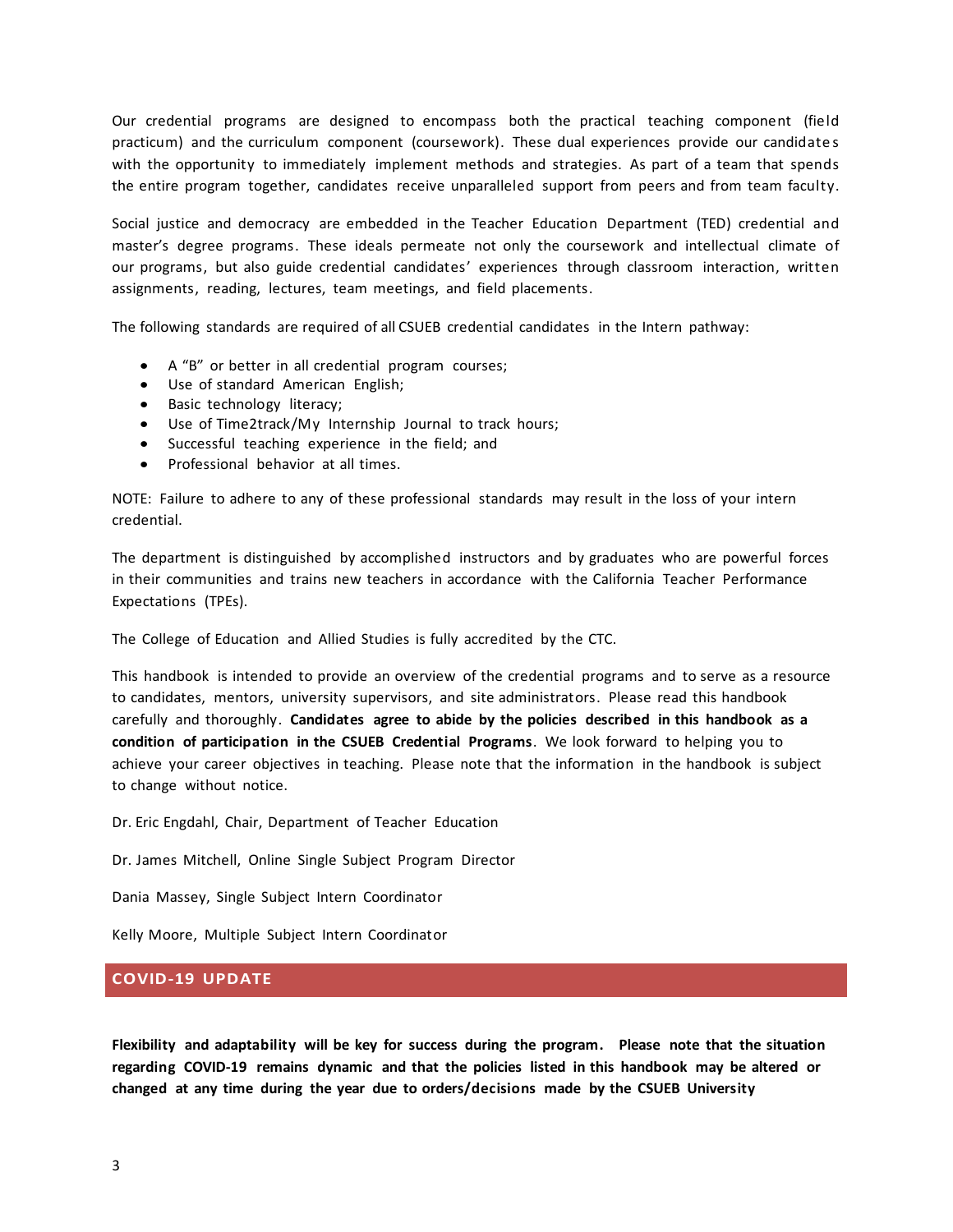Our credential programs are designed to encompass both the practical teaching component (field practicum) and the curriculum component (coursework). These dual experiences provide our candidates with the opportunity to immediately implement methods and strategies. As part of a team that spends the entire program together, candidates receive unparalleled support from peers and from team faculty.

Social justice and democracy are embedded in the Teacher Education Department (TED) credential and master's degree programs. These ideals permeate not only the coursework and intellectual climate of our programs, but also guide credential candidates' experiences through classroom interaction, written assignments, reading, lectures, team meetings, and field placements.

The following standards are required of all CSUEB credential candidates in the Intern pathway:

- A "B" or better in all credential program courses;
- Use of standard American English;
- Basic technology literacy;
- Use of Time2track/My Internship Journal to track hours;
- Successful teaching experience in the field; and
- Professional behavior at all times.

NOTE: Failure to adhere to any of these professional standards may result in the loss of your intern credential.

The department is distinguished by accomplished instructors and by graduates who are powerful forces in their communities and trains new teachers in accordance with the California Teacher Performance Expectations (TPEs).

The College of Education and Allied Studies is fully accredited by the CTC.

This handbook is intended to provide an overview of the credential programs and to serve as a resource to candidates, mentors, university supervisors, and site administrators. Please read this handbook carefully and thoroughly. **Candidates agree to abide by the policies described in this handbook as a condition of participation in the CSUEB Credential Programs**. We look forward to helping you to achieve your career objectives in teaching. Please note that the information in the handbook is subject to change without notice.

Dr. Eric Engdahl, Chair, Department of Teacher Education

Dr. James Mitchell, Online Single Subject Program Director

Dania Massey, Single Subject Intern Coordinator

Kelly Moore, Multiple Subject Intern Coordinator

## COVID-19 UPDATE

**Flexibility and adaptability will be key for success during the program. Please note that the situation regarding COVID-19 remains dynamic and that the policies listed in this handbook may be altered or changed at any time during the year due to orders/decisions made by the CSUEB University**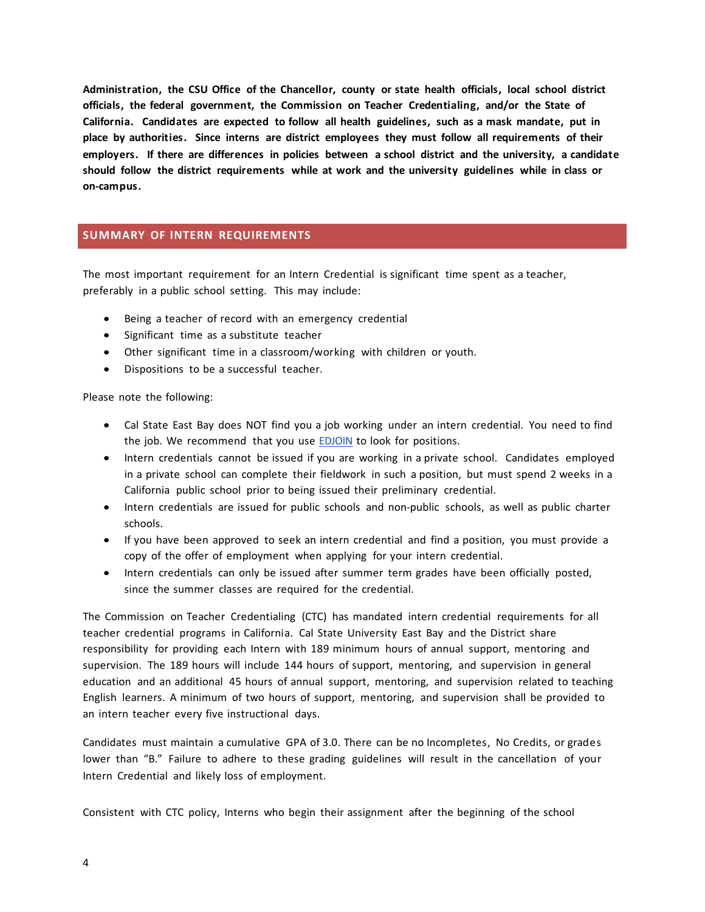**Administration, the CSU Office of the Chancellor, county or state health officials, local school district officials, the federal government, the Commission on Teacher Credentialing, and/or the State of California. Candidates are expected to follow all health guidelines, such as a mask mandate, put in place by authorities. Since interns are district employees they must follow all requirements of their employers. If there are differences in policies between a school district and the university, a candidate should follow the district requirements while at work and the university guidelines while in class or on-campus.**

## SUMMARY OF INTERN REQUIREMENTS

The most important requirement for an Intern Credential is significant time spent as a teacher, preferably in a public school setting. This may include:

- Being a teacher of record with an emergency credential
- Significant time as a substitute teacher
- Other significant time in a classroom/working with children or youth.
- Dispositions to be a successful teacher.

Please note the following:

- Cal State East Bay does NOT find you a job working under an intern credential. You need to find the job. We recommend that you use EDJOIN to look for positions.
- Intern credentials cannot be issued if you are working in a private school. Candidates employed in a private school can complete their fieldwork in such a position, but must spend 2 weeks in a California public school prior to being issued their preliminary credential.
- Intern credentials are issued for public schools and non-public schools, as well as public charter schools.
- If you have been approved to seek an intern credential and find a position, you must provide a copy of the offer of employment when applying for your intern credential.
- Intern credentials can only be issued after summer term grades have been officially posted, since the summer classes are required for the credential.

The Commission on Teacher Credentialing (CTC) has mandated intern credential requirements for all teacher credential programs in California. Cal State University East Bay and the District share responsibility for providing each Intern with 189 minimum hours of annual support, mentoring and supervision. The 189 hours will include 144 hours of support, mentoring, and supervision in general education and an additional 45 hours of annual support, mentoring, and supervision related to teaching English learners. A minimum of two hours of support, mentoring, and supervision shall be provided to an intern teacher every five instructional days.

Candidates must maintain a cumulative GPA of 3.0. There can be no Incompletes, No Credits, or grades lower than “B.” Failure to adhere to these grading guidelines will result in the cancellation of your Intern Credential and likely loss of employment.

Consistent with CTC policy, Interns who begin their assignment after the beginning of the school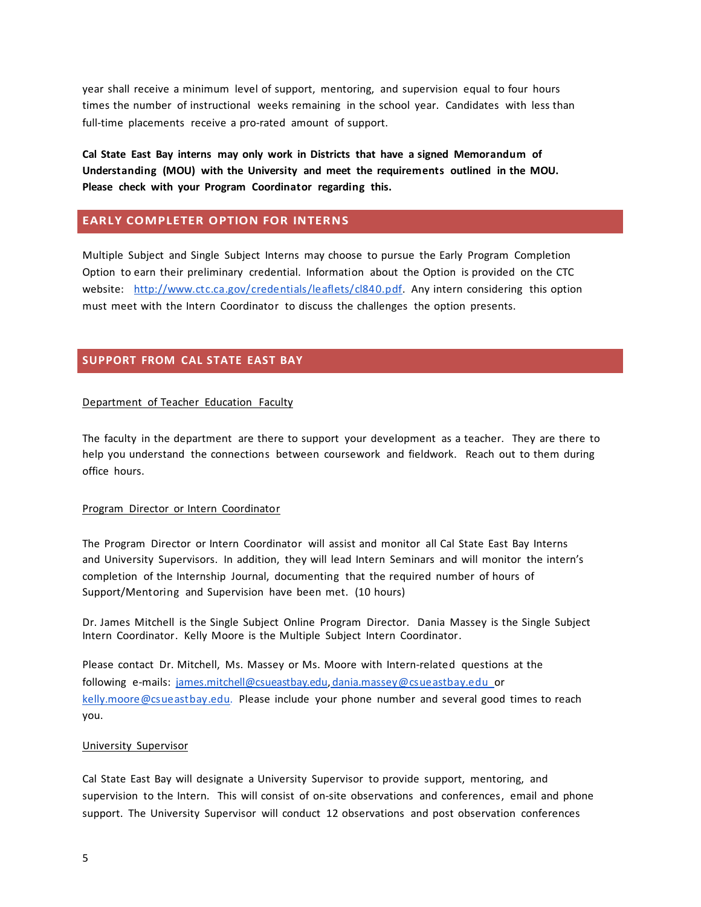year shall receive a minimum level of support, mentoring, and supervision equal to four hours times the number of instructional weeks remaining in the school year. Candidates with less than full-time placements receive a pro-rated amount of support.

**Cal State East Bay interns may only work in Districts that have a signed Memorandum of Understanding (MOU) with the University and meet the requirements outlined in the MOU. Please check with your Program Coordinator regarding this.**

## EARLY COMPLETER OPTION FOR INTERNS

Multiple Subject and Single Subject Interns may choose to pursue the Early Program Completion Option to earn their preliminary credential. Information about the Option is provided on the CTC website: http://www.ctc.ca.gov/credentials/leaflets/cl840.pdf. Any intern considering this option must meet with the Intern Coordinator to discuss the challenges the option presents.

## SUPPORT FROM CAL STATE EAST BAY

### Department of Teacher Education Faculty

The faculty in the department are there to support your development as a teacher. They are there to help you understand the connections between coursework and fieldwork. Reach out to them during office hours.

### Program Director or Intern Coordinator

The Program Director or Intern Coordinator will assist and monitor all Cal State East Bay Interns and University Supervisors. In addition, they will lead Intern Seminars and will monitor the intern's completion of the Internship Journal, documenting that the required number of hours of Support/Mentoring and Supervision have been met. (10 hours)

Dr. James Mitchell is the Single Subject Online Program Director. Dania Massey is the Single Subject Intern Coordinator. Kelly Moore is the Multiple Subject Intern Coordinator.

Please contact Dr. Mitchell, Ms. Massey or Ms. Moore with Intern-related questions at the following e-mails: james.mitchell@csueastbay.edu, dania.massey@csueastbay.edu or kelly.moore@csueastbay.edu. Please include your phone number and several good times to reach you.

### University Supervisor

Cal State East Bay will designate a University Supervisor to provide support, mentoring, and supervision to the Intern. This will consist of on-site observations and conferences, email and phone support. The University Supervisor will conduct 12 observations and post observation conferences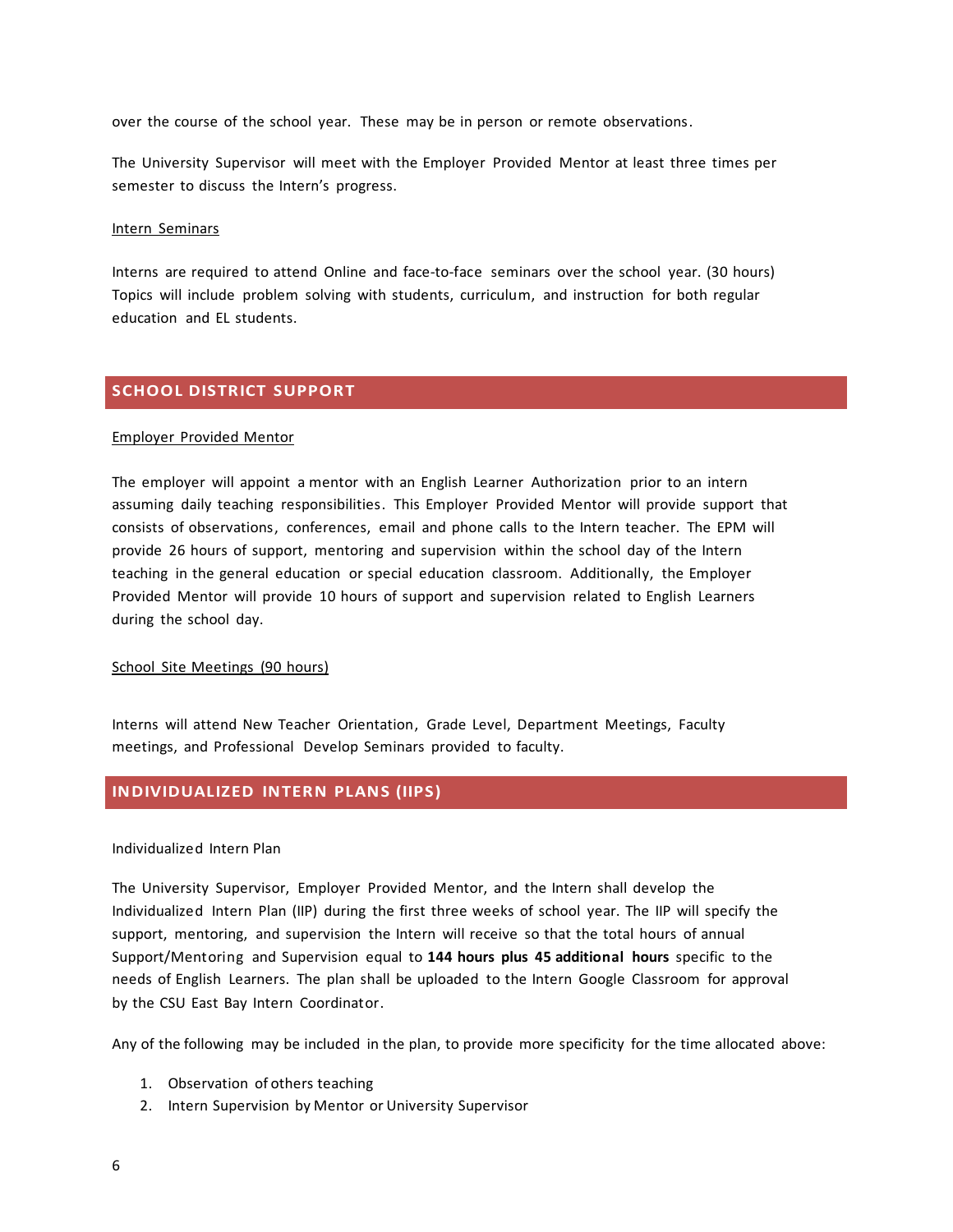over the course of the school year. These may be in person or remote observations.

The University Supervisor will meet with the Employer Provided Mentor at least three times per semester to discuss the Intern's progress.

Intern Seminars

Interns are required to attend Online and face-to-face seminars over the school year. (30 hours) Topics will include problem solving with students, curriculum, and instruction for both regular education and EL students.

## SCHOOL DISTRICT SUPPORT

Employer Provided Mentor

The employer will appoint a mentor with an English Learner Authorization prior to an intern assuming daily teaching responsibilities. This Employer Provided Mentor will provide support that consists of observations, conferences, email and phone calls to the Intern teacher. The EPM will provide 26 hours of support, mentoring and supervision within the school day of the Intern teaching in the general education or special education classroom. Additionally, the Employer Provided Mentor will provide 10 hours of support and supervision related to English Learners during the school day.

School Site Meetings (90 hours)

Interns will attend New Teacher Orientation, Grade Level, Department Meetings, Faculty meetings, and Professional Develop Seminars provided to faculty.

## INDIVIDUALIZED INTERN PLANS (IIPS)

Individualized Intern Plan

The University Supervisor, Employer Provided Mentor, and the Intern shall develop the Individualized Intern Plan (IIP) during the first three weeks of school year. The IIP will specify the support, mentoring, and supervision the Intern will receive so that the total hours of annual Support/Mentoring and Supervision equal to **144 hours plus 45 additional hours** specific to the needs of English Learners. The plan shall be uploaded to the Intern Google Classroom for approval by the CSU East Bay Intern Coordinator.

Any of the following may be included in the plan, to provide more specificity for the time allocated above:

1. Observation of others teaching
2. Intern Supervision by Mentor or University Supervisor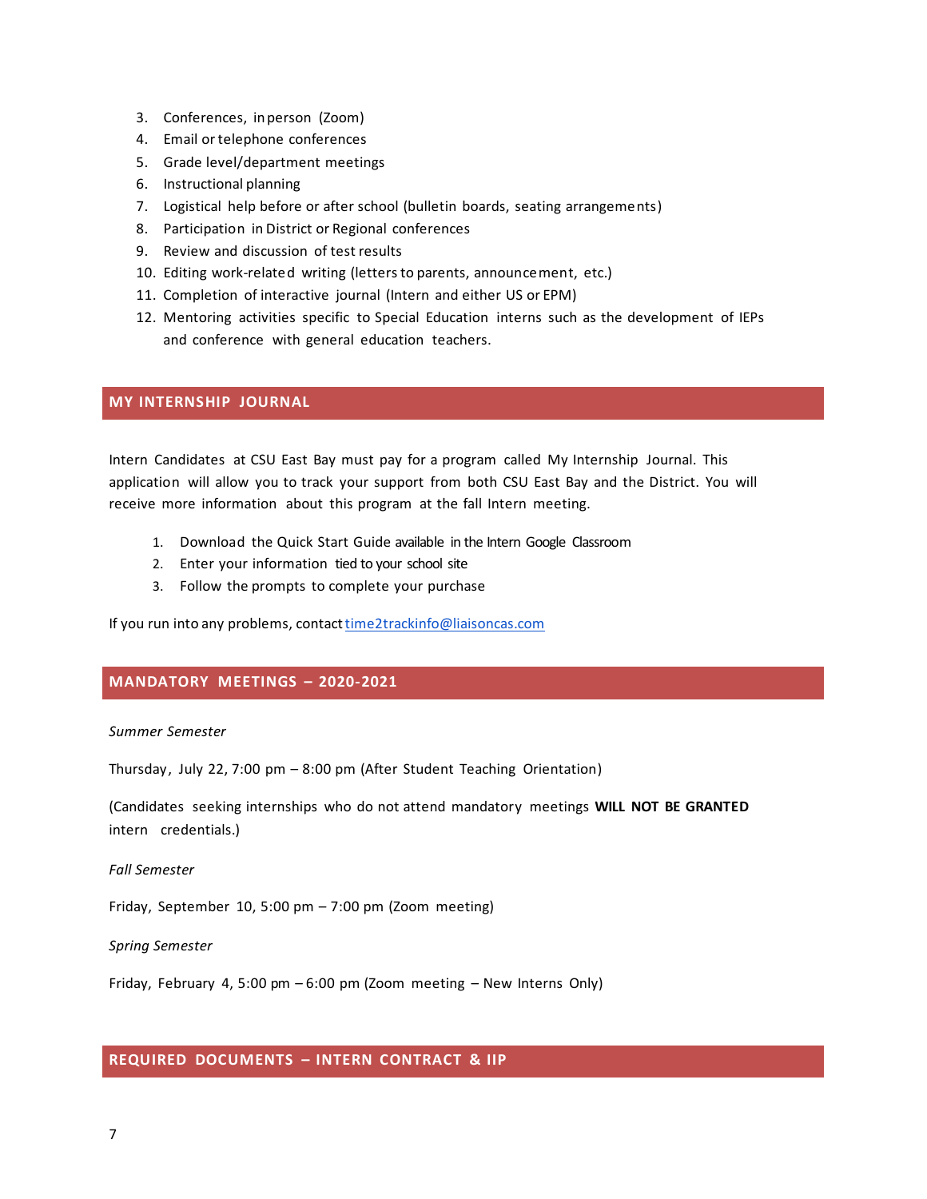3. Conferences, in person (Zoom)
4. Email or telephone conferences
5. Grade level/department meetings
6. Instructional planning
7. Logistical help before or after school (bulletin boards, seating arrangements)
8. Participation in District or Regional conferences
9. Review and discussion of test results
10. Editing work-related writing (letters to parents, announcement, etc.)
11. Completion of interactive journal (Intern and either US or EPM)
12. Mentoring activities specific to Special Education interns such as the development of IEPs and conference with general education teachers.

## MY INTERNSHIP JOURNAL

Intern Candidates at CSU East Bay must pay for a program called My Internship Journal. This application will allow you to track your support from both CSU East Bay and the District. You will receive more information about this program at the fall Intern meeting.

1. Download the Quick Start Guide available in the Intern Google Classroom
2. Enter your information tied to your school site
3. Follow the prompts to complete your purchase

If you run into any problems, contact time2trackinfo@liaisoncas.com

## MANDATORY MEETINGS – 2020-2021

*Summer Semester*

Thursday, July 22, 7:00 pm – 8:00 pm (After Student Teaching Orientation)

(Candidates seeking internships who do not attend mandatory meetings **WILL NOT BE GRANTED** intern credentials.)

*Fall Semester*

Friday, September 10, 5:00 pm – 7:00 pm (Zoom meeting)

*Spring Semester*

Friday, February 4, 5:00 pm – 6:00 pm (Zoom meeting – New Interns Only)

## REQUIRED DOCUMENTS – INTERN CONTRACT & IIP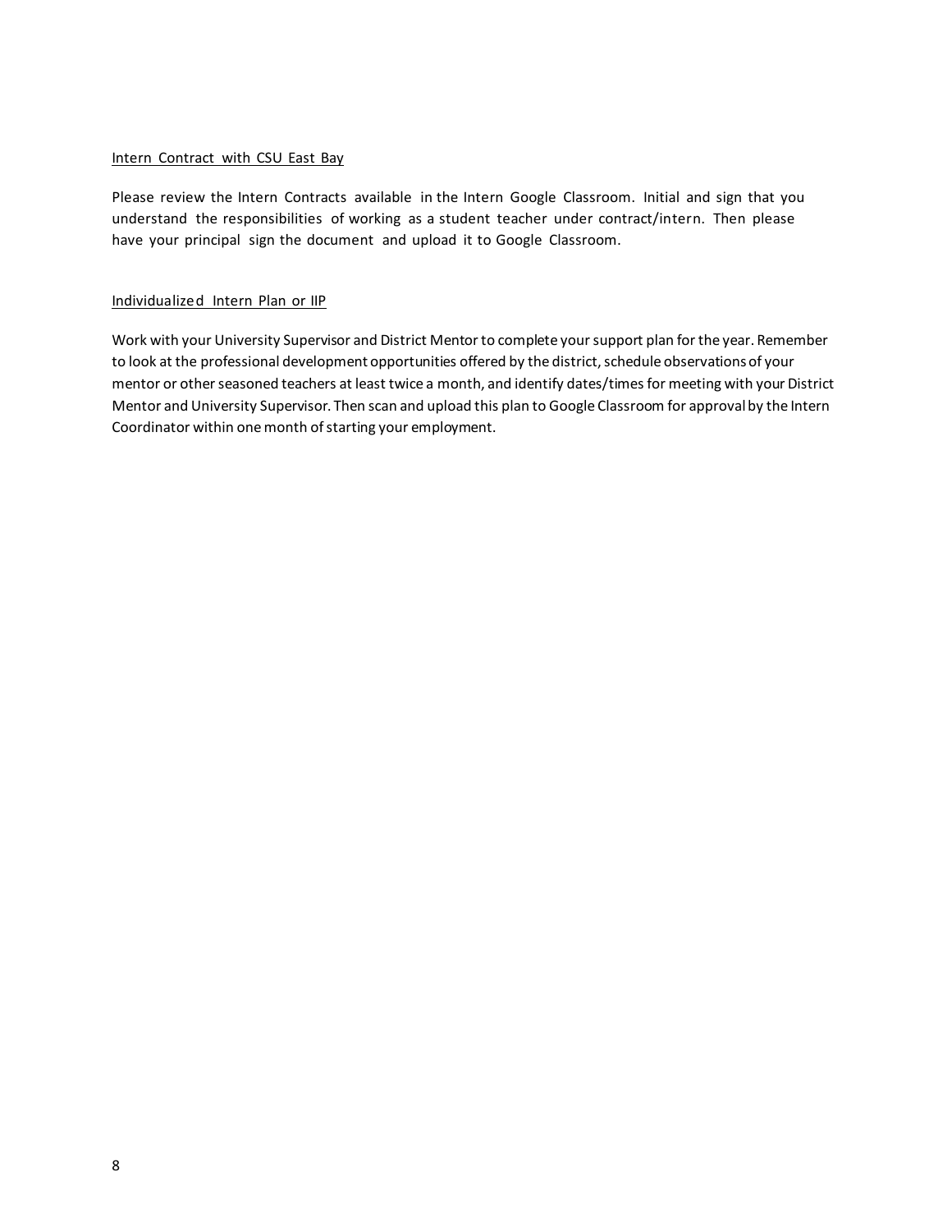Intern Contract with CSU East Bay

Please review the Intern Contracts available in the Intern Google Classroom. Initial and sign that you understand the responsibilities of working as a student teacher under contract/intern. Then please have your principal sign the document and upload it to Google Classroom.

Individualized Intern Plan or IIP

Work with your University Supervisor and District Mentor to complete your support plan for the year. Remember to look at the professional development opportunities offered by the district, schedule observations of your mentor or other seasoned teachers at least twice a month, and identify dates/times for meeting with your District Mentor and University Supervisor. Then scan and upload this plan to Google Classroom for approval by the Intern Coordinator within one month of starting your employment.